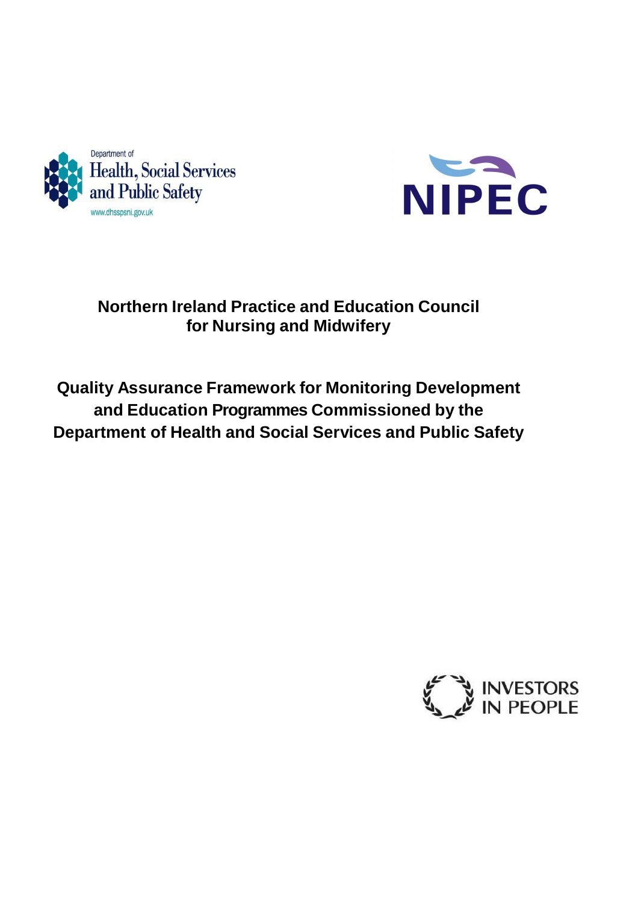Department of Health, Social Services and Public Safety

www.dhsspsni.gov.uk

NIPEC

# Northern Ireland Practice and Education Council for Nursing and Midwifery

# Quality Assurance Framework for Monitoring Development and Education Programmes Commissioned by the Department of Health and Social Services and Public Safety

INVESTORS IN PEOPLE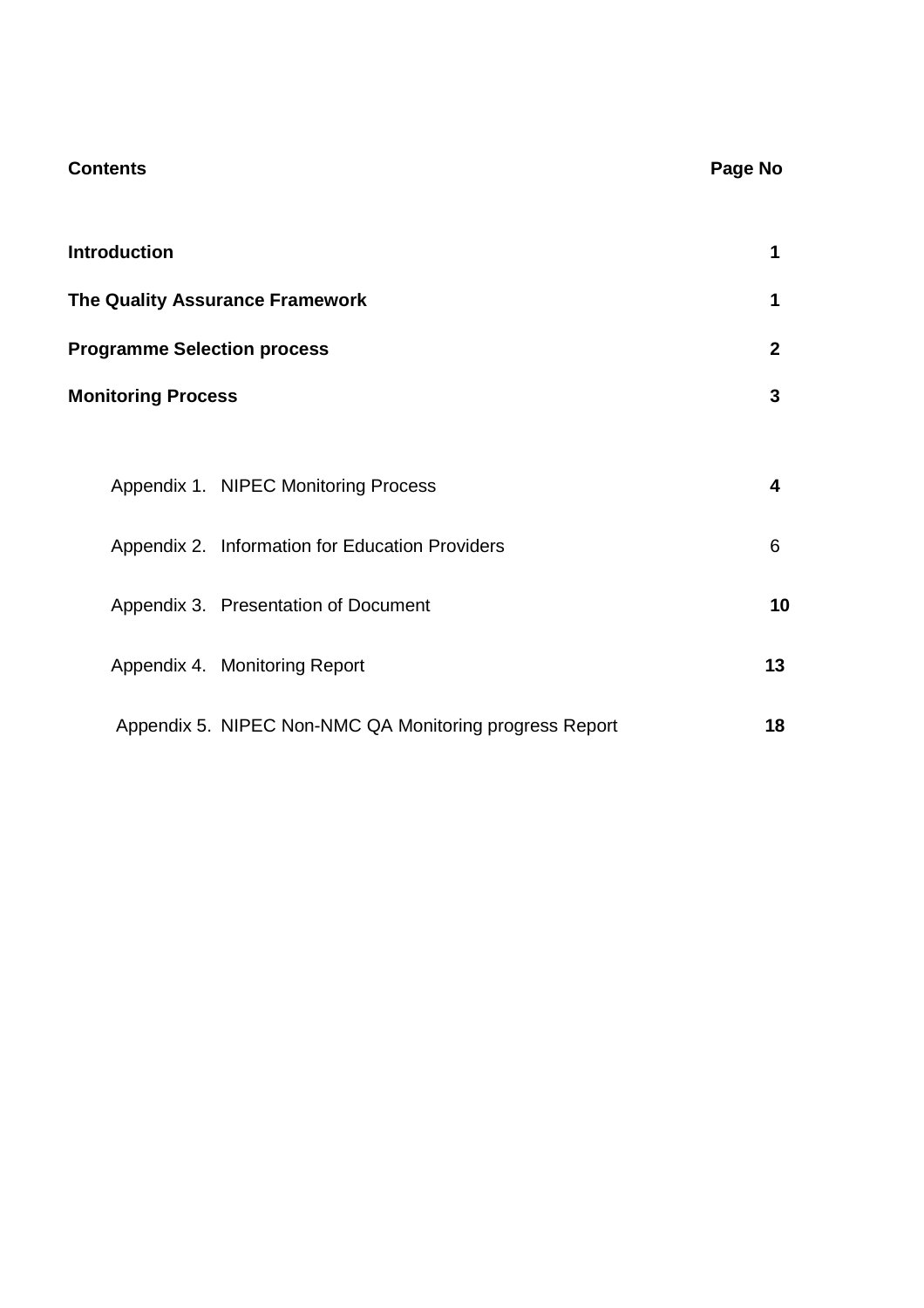| **Contents** | **Page No** |
|---|---|
| **Introduction** | **1** |
| **The Quality Assurance Framework** | **1** |
| **Programme Selection process** | **2** |
| **Monitoring Process** | **3** |
| Appendix 1. NIPEC Monitoring Process | **4** |
| Appendix 2. Information for Education Providers | 6 |
| Appendix 3. Presentation of Document | **10** |
| Appendix 4. Monitoring Report | **13** |
| Appendix 5. NIPEC Non-NMC QA Monitoring progress Report | **18** |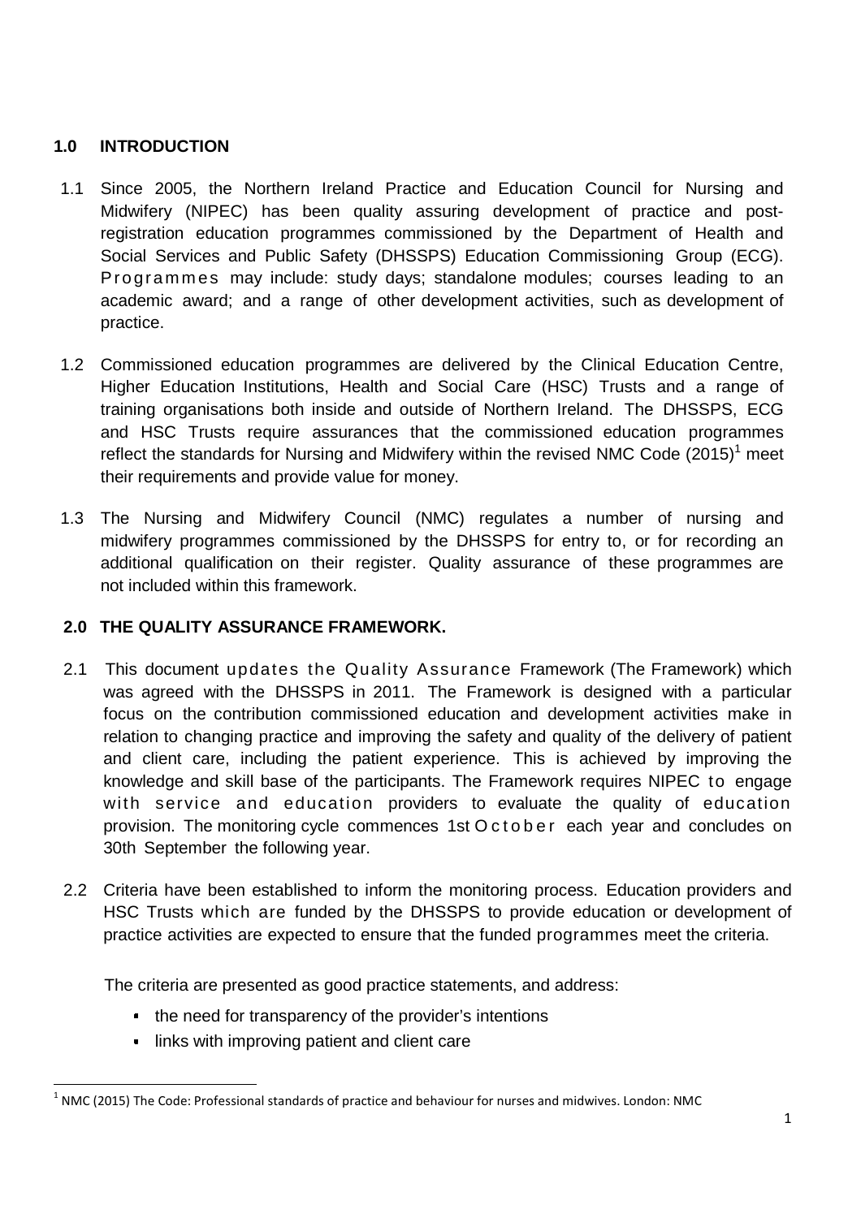## 1.0 INTRODUCTION

1.1 Since 2005, the Northern Ireland Practice and Education Council for Nursing and Midwifery (NIPEC) has been quality assuring development of practice and post-registration education programmes commissioned by the Department of Health and Social Services and Public Safety (DHSSPS) Education Commissioning Group (ECG). Programmes may include: study days; standalone modules; courses leading to an academic award; and a range of other development activities, such as development of practice.

1.2 Commissioned education programmes are delivered by the Clinical Education Centre, Higher Education Institutions, Health and Social Care (HSC) Trusts and a range of training organisations both inside and outside of Northern Ireland. The DHSSPS, ECG and HSC Trusts require assurances that the commissioned education programmes reflect the standards for Nursing and Midwifery within the revised NMC Code (2015)[1] meet their requirements and provide value for money.

1.3 The Nursing and Midwifery Council (NMC) regulates a number of nursing and midwifery programmes commissioned by the DHSSPS for entry to, or for recording an additional qualification on their register. Quality assurance of these programmes are not included within this framework.

## 2.0 THE QUALITY ASSURANCE FRAMEWORK.

2.1 This document updates the Quality Assurance Framework (The Framework) which was agreed with the DHSSPS in 2011. The Framework is designed with a particular focus on the contribution commissioned education and development activities make in relation to changing practice and improving the safety and quality of the delivery of patient and client care, including the patient experience. This is achieved by improving the knowledge and skill base of the participants. The Framework requires NIPEC to engage with service and education providers to evaluate the quality of education provision. The monitoring cycle commences 1st October each year and concludes on 30th September the following year.

2.2 Criteria have been established to inform the monitoring process. Education providers and HSC Trusts which are funded by the DHSSPS to provide education or development of practice activities are expected to ensure that the funded programmes meet the criteria.

The criteria are presented as good practice statements, and address:

- the need for transparency of the provider's intentions
- links with improving patient and client care

[1] NMC (2015) The Code: Professional standards of practice and behaviour for nurses and midwives. London: NMC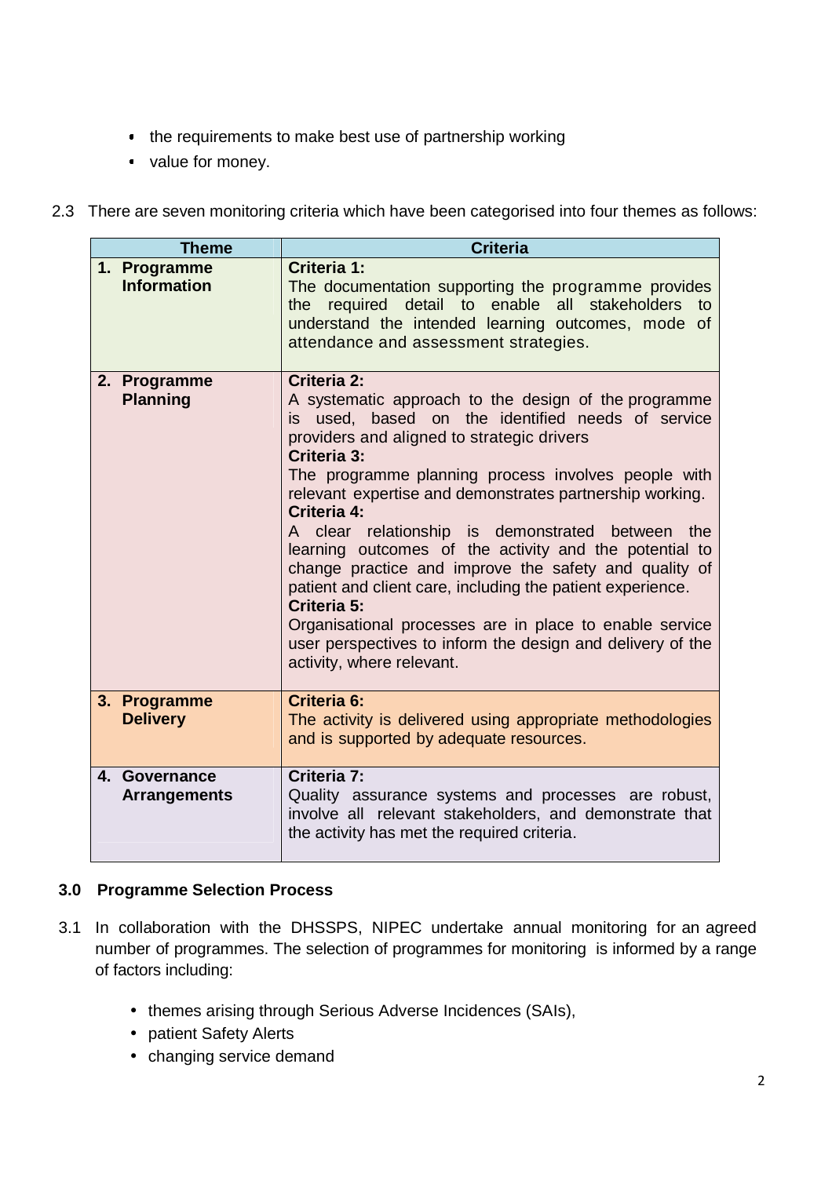- the requirements to make best use of partnership working
- value for money.

2.3 There are seven monitoring criteria which have been categorised into four themes as follows:

| Theme | Criteria |
|---|---|
| 1. **Programme Information** | **Criteria 1:** The documentation supporting the programme provides the required detail to enable all stakeholders to understand the intended learning outcomes, mode of attendance and assessment strategies. |
| 2. **Programme Planning** | **Criteria 2:** A systematic approach to the design of the programme is used, based on the identified needs of service providers and aligned to strategic drivers **Criteria 3:** The programme planning process involves people with relevant expertise and demonstrates partnership working. **Criteria 4:** A clear relationship is demonstrated between the learning outcomes of the activity and the potential to change practice and improve the safety and quality of patient and client care, including the patient experience. **Criteria 5:** Organisational processes are in place to enable service user perspectives to inform the design and delivery of the activity, where relevant. |
| 3. **Programme Delivery** | **Criteria 6:** The activity is delivered using appropriate methodologies and is supported by adequate resources. |
| 4. **Governance Arrangements** | **Criteria 7:** Quality assurance systems and processes are robust, involve all relevant stakeholders, and demonstrate that the activity has met the required criteria. |

**3.0 Programme Selection Process**

3.1 In collaboration with the DHSSPS, NIPEC undertake annual monitoring for an agreed number of programmes. The selection of programmes for monitoring is informed by a range of factors including:

- themes arising through Serious Adverse Incidences (SAIs),
- patient Safety Alerts
- changing service demand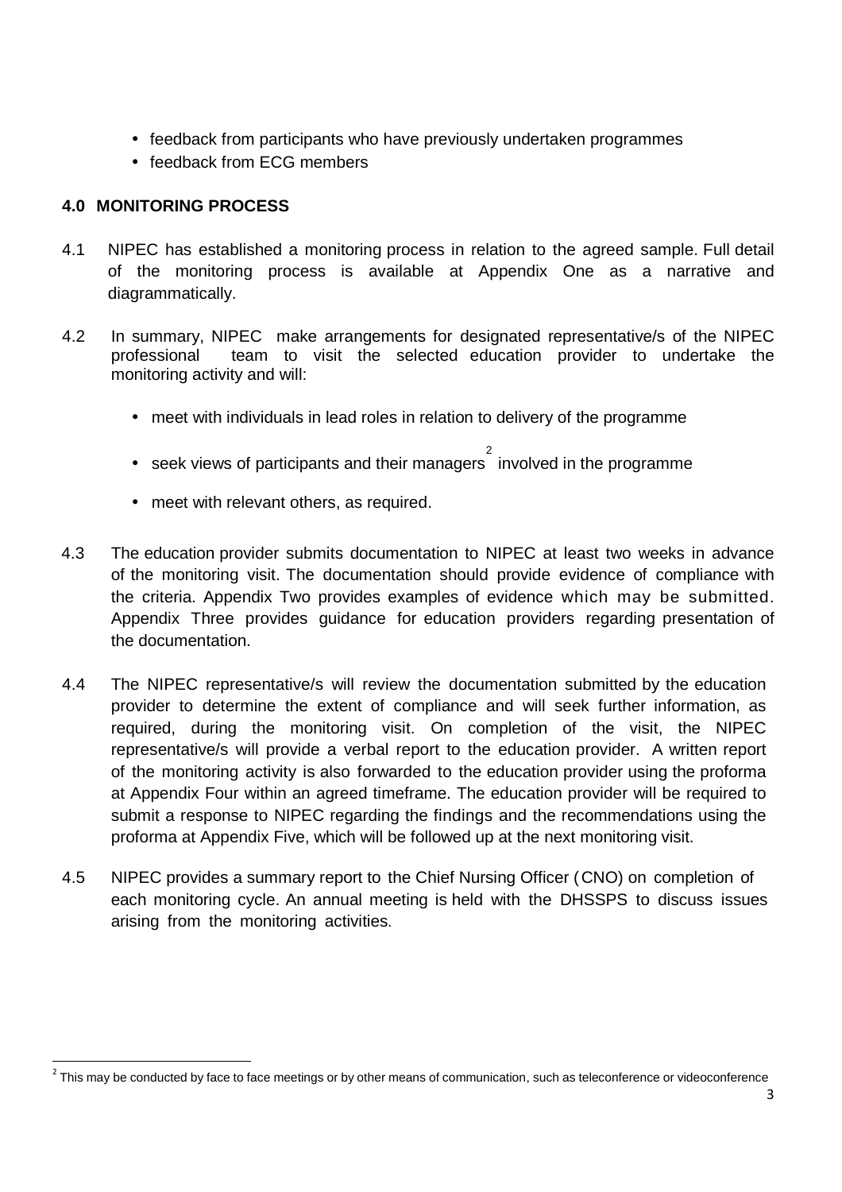- feedback from participants who have previously undertaken programmes
- feedback from ECG members

## 4.0 MONITORING PROCESS

4.1 NIPEC has established a monitoring process in relation to the agreed sample. Full detail of the monitoring process is available at Appendix One as a narrative and diagrammatically.

4.2 In summary, NIPEC make arrangements for designated representative/s of the NIPEC professional team to visit the selected education provider to undertake the monitoring activity and will:

- meet with individuals in lead roles in relation to delivery of the programme
- seek views of participants and their managers[2] involved in the programme
- meet with relevant others, as required.

4.3 The education provider submits documentation to NIPEC at least two weeks in advance of the monitoring visit. The documentation should provide evidence of compliance with the criteria. Appendix Two provides examples of evidence which may be submitted. Appendix Three provides guidance for education providers regarding presentation of the documentation.

4.4 The NIPEC representative/s will review the documentation submitted by the education provider to determine the extent of compliance and will seek further information, as required, during the monitoring visit. On completion of the visit, the NIPEC representative/s will provide a verbal report to the education provider. A written report of the monitoring activity is also forwarded to the education provider using the proforma at Appendix Four within an agreed timeframe. The education provider will be required to submit a response to NIPEC regarding the findings and the recommendations using the proforma at Appendix Five, which will be followed up at the next monitoring visit.

4.5 NIPEC provides a summary report to the Chief Nursing Officer (CNO) on completion of each monitoring cycle. An annual meeting is held with the DHSSPS to discuss issues arising from the monitoring activities.

---

[2] This may be conducted by face to face meetings or by other means of communication, such as teleconference or videoconference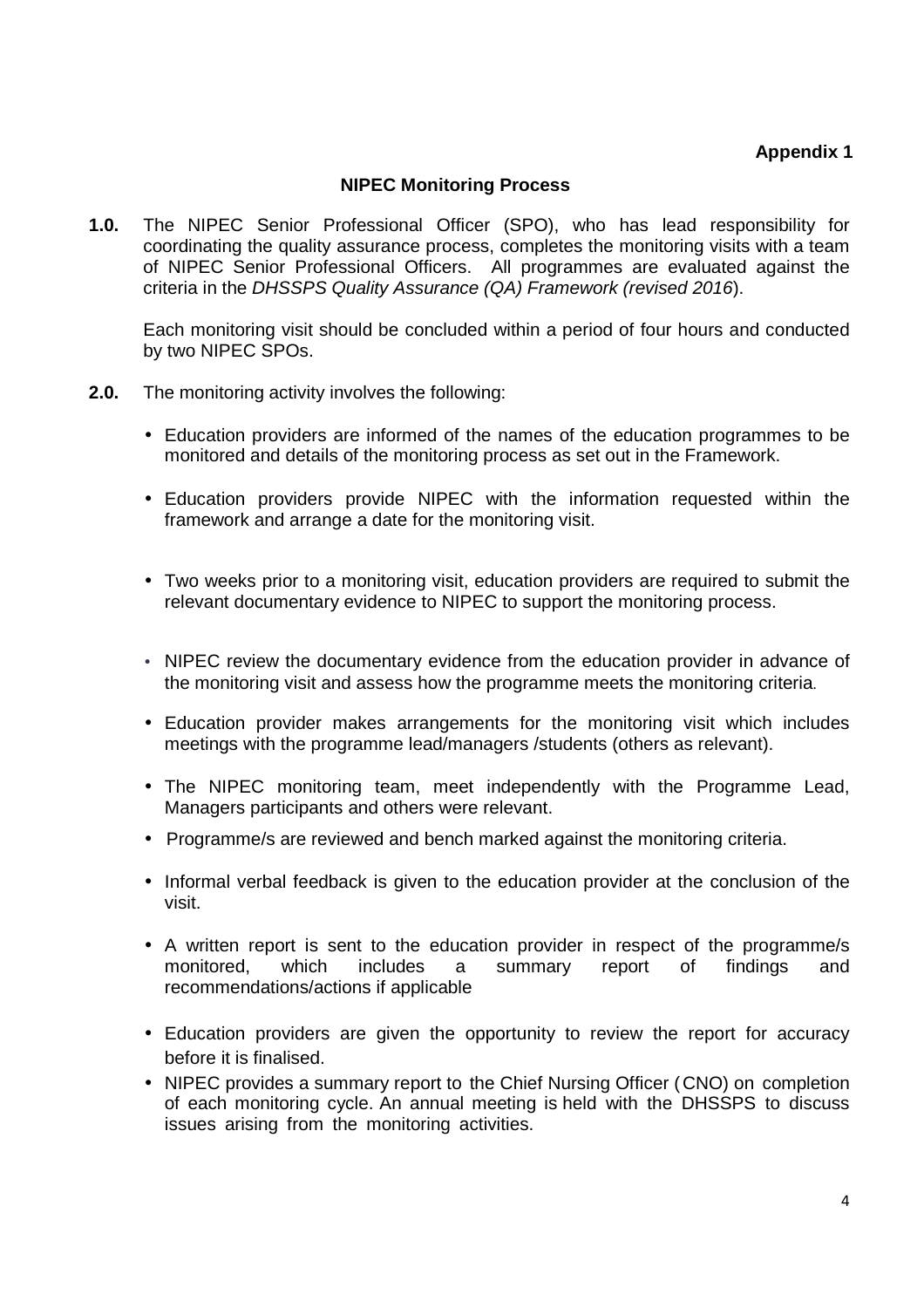**Appendix 1**

## NIPEC Monitoring Process

**1.0.** The NIPEC Senior Professional Officer (SPO), who has lead responsibility for coordinating the quality assurance process, completes the monitoring visits with a team of NIPEC Senior Professional Officers. All programmes are evaluated against the criteria in the *DHSSPS Quality Assurance (QA) Framework (revised 2016*).

Each monitoring visit should be concluded within a period of four hours and conducted by two NIPEC SPOs.

**2.0.** The monitoring activity involves the following:

- Education providers are informed of the names of the education programmes to be monitored and details of the monitoring process as set out in the Framework.
- Education providers provide NIPEC with the information requested within the framework and arrange a date for the monitoring visit.
- Two weeks prior to a monitoring visit, education providers are required to submit the relevant documentary evidence to NIPEC to support the monitoring process.
- NIPEC review the documentary evidence from the education provider in advance of the monitoring visit and assess how the programme meets the monitoring criteria.
- Education provider makes arrangements for the monitoring visit which includes meetings with the programme lead/managers /students (others as relevant).
- The NIPEC monitoring team, meet independently with the Programme Lead, Managers participants and others were relevant.
- Programme/s are reviewed and bench marked against the monitoring criteria.
- Informal verbal feedback is given to the education provider at the conclusion of the visit.
- A written report is sent to the education provider in respect of the programme/s monitored, which includes a summary report of findings and recommendations/actions if applicable
- Education providers are given the opportunity to review the report for accuracy before it is finalised.
- NIPEC provides a summary report to the Chief Nursing Officer (CNO) on completion of each monitoring cycle. An annual meeting is held with the DHSSPS to discuss issues arising from the monitoring activities.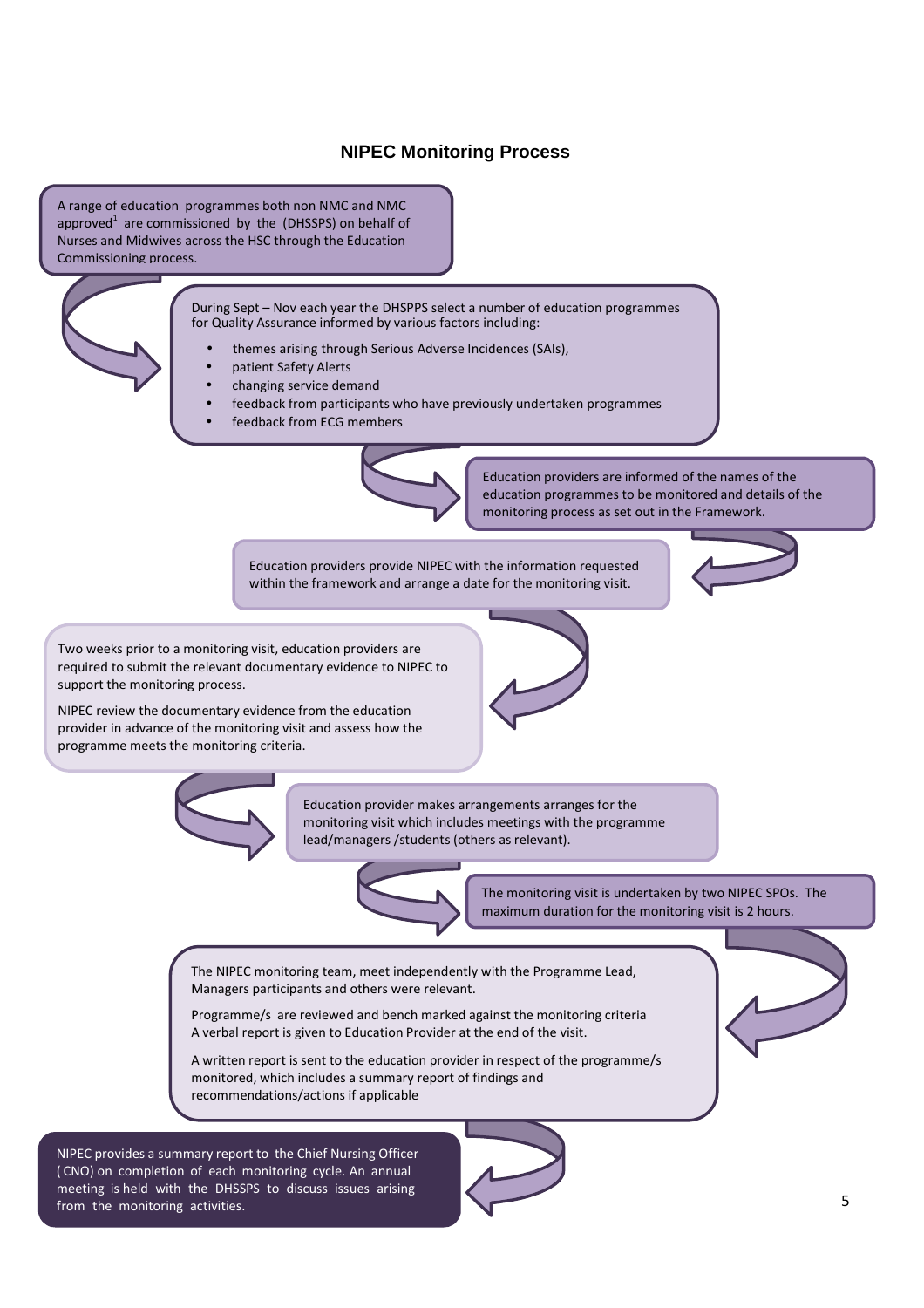## NIPEC Monitoring Process

A range of education programmes both non NMC and NMC approved[1] are commissioned by the (DHSSPS) on behalf of Nurses and Midwives across the HSC through the Education Commissioning process.

During Sept – Nov each year the DHSPPS select a number of education programmes for Quality Assurance informed by various factors including:

- themes arising through Serious Adverse Incidences (SAIs),
- patient Safety Alerts
- changing service demand
- feedback from participants who have previously undertaken programmes
- feedback from ECG members

Education providers are informed of the names of the education programmes to be monitored and details of the monitoring process as set out in the Framework.

Education providers provide NIPEC with the information requested within the framework and arrange a date for the monitoring visit.

Two weeks prior to a monitoring visit, education providers are required to submit the relevant documentary evidence to NIPEC to support the monitoring process.

NIPEC review the documentary evidence from the education provider in advance of the monitoring visit and assess how the programme meets the monitoring criteria.

Education provider makes arrangements arranges for the monitoring visit which includes meetings with the programme lead/managers /students (others as relevant).

The monitoring visit is undertaken by two NIPEC SPOs. The maximum duration for the monitoring visit is 2 hours.

The NIPEC monitoring team, meet independently with the Programme Lead, Managers participants and others were relevant.

Programme/s are reviewed and bench marked against the monitoring criteria A verbal report is given to Education Provider at the end of the visit.

A written report is sent to the education provider in respect of the programme/s monitored, which includes a summary report of findings and recommendations/actions if applicable

NIPEC provides a summary report to the Chief Nursing Officer (CNO) on completion of each monitoring cycle. An annual meeting is held with the DHSSPS to discuss issues arising from the monitoring activities.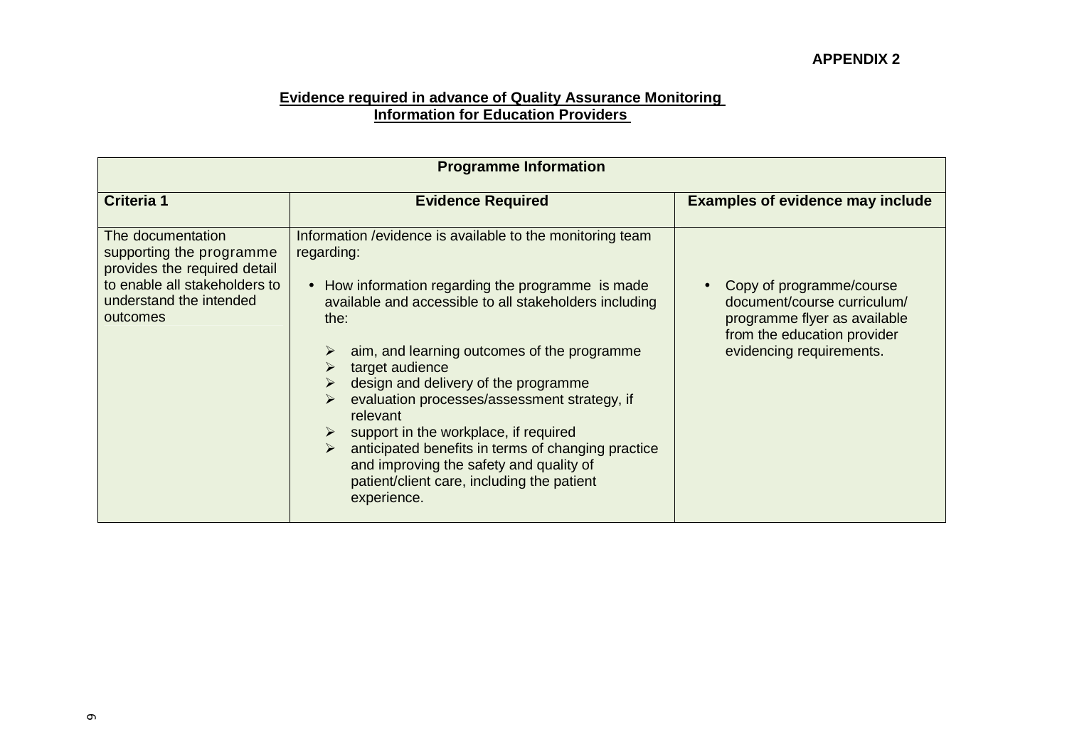**APPENDIX 2**

**Evidence required in advance of Quality Assurance Monitoring**
**Information for Education Providers**

| Programme Information | | |
|---|---|---|
| **Criteria 1** | **Evidence Required** | **Examples of evidence may include** |
| The documentation supporting the programme provides the required detail to enable all stakeholders to understand the intended outcomes | Information /evidence is available to the monitoring team regarding:<br><br>• How information regarding the programme is made available and accessible to all stakeholders including the:<br>➢ aim, and learning outcomes of the programme<br>➢ target audience<br>➢ design and delivery of the programme<br>➢ evaluation processes/assessment strategy, if relevant<br>➢ support in the workplace, if required<br>➢ anticipated benefits in terms of changing practice and improving the safety and quality of patient/client care, including the patient experience. | • Copy of programme/course document/course curriculum/ programme flyer as available from the education provider evidencing requirements. |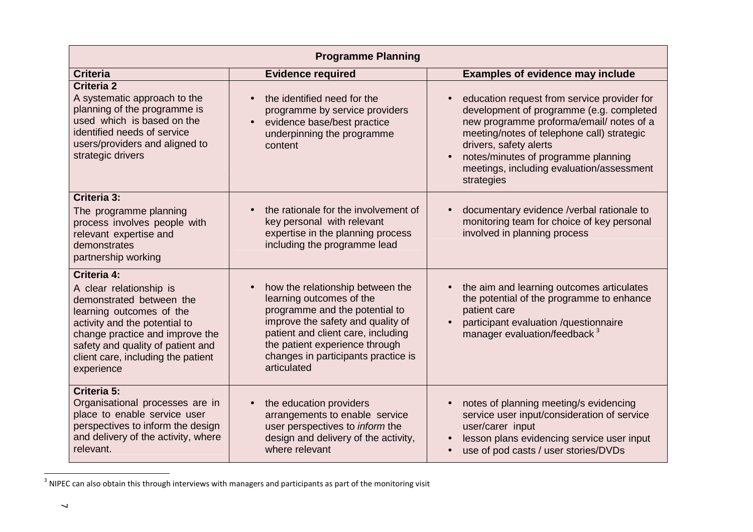| Programme Planning | | |
|---|---|---|
| **Criteria** | **Evidence required** | **Examples of evidence may include** |
| **Criteria 2**<br>A systematic approach to the planning of the programme is used which is based on the identified needs of service users/providers and aligned to strategic drivers | • the identified need for the programme by service providers<br>• evidence base/best practice underpinning the programme content | • education request from service provider for development of programme (e.g. completed new programme proforma/email/ notes of a meeting/notes of telephone call) strategic drivers, safety alerts<br>• notes/minutes of programme planning meetings, including evaluation/assessment strategies |
| **Criteria 3:**<br>The programme planning process involves people with relevant expertise and demonstrates partnership working | • the rationale for the involvement of key personal with relevant expertise in the planning process including the programme lead | • documentary evidence /verbal rationale to monitoring team for choice of key personal involved in planning process |
| **Criteria 4:**<br>A clear relationship is demonstrated between the learning outcomes of the activity and the potential to change practice and improve the safety and quality of patient and client care, including the patient experience | • how the relationship between the learning outcomes of the programme and the potential to improve the safety and quality of patient and client care, including the patient experience through changes in participants practice is articulated | • the aim and learning outcomes articulates the potential of the programme to enhance patient care<br>• participant evaluation /questionnaire manager evaluation/feedback [3] |
| **Criteria 5:**<br>Organisational processes are in place to enable service user perspectives to inform the design and delivery of the activity, where relevant. | • the education providers arrangements to enable service user perspectives to *inform* the design and delivery of the activity, where relevant | • notes of planning meeting/s evidencing service user input/consideration of service user/carer input<br>• lesson plans evidencing service user input<br>• use of pod casts / user stories/DVDs |

[3] NIPEC can also obtain this through interviews with managers and participants as part of the monitoring visit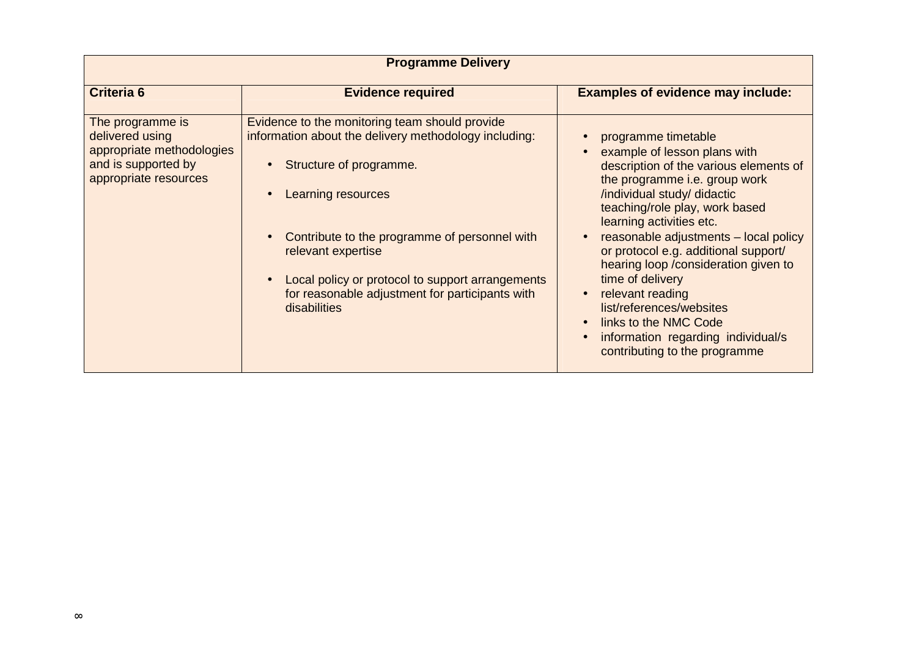| Programme Delivery | | |
|---|---|---|
| **Criteria 6** | **Evidence required** | **Examples of evidence may include:** |
| The programme is delivered using appropriate methodologies and is supported by appropriate resources | Evidence to the monitoring team should provide information about the delivery methodology including:<br>• Structure of programme.<br>• Learning resources<br>• Contribute to the programme of personnel with relevant expertise<br>• Local policy or protocol to support arrangements for reasonable adjustment for participants with disabilities | • programme timetable<br>• example of lesson plans with description of the various elements of the programme i.e. group work /individual study/ didactic teaching/role play, work based learning activities etc.<br>• reasonable adjustments – local policy or protocol e.g. additional support/ hearing loop /consideration given to time of delivery<br>• relevant reading list/references/websites<br>• links to the NMC Code<br>• information regarding individual/s contributing to the programme |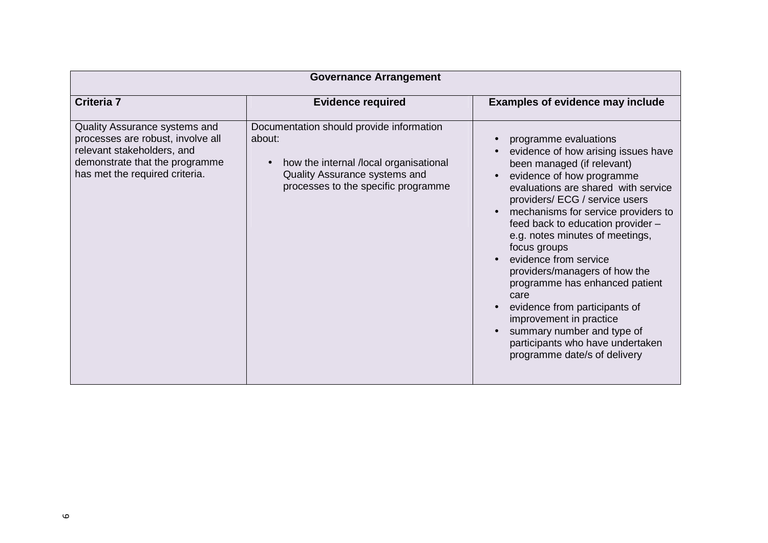| Governance Arrangement | | |
|---|---|---|
| **Criteria 7** | **Evidence required** | **Examples of evidence may include** |
| Quality Assurance systems and processes are robust, involve all relevant stakeholders, and demonstrate that the programme has met the required criteria. | Documentation should provide information about:<br><br>• how the internal /local organisational Quality Assurance systems and processes to the specific programme | • programme evaluations<br>• evidence of how arising issues have been managed (if relevant)<br>• evidence of how programme evaluations are shared with service providers/ ECG / service users<br>• mechanisms for service providers to feed back to education provider – e.g. notes minutes of meetings, focus groups<br>• evidence from service providers/managers of how the programme has enhanced patient care<br>• evidence from participants of improvement in practice<br>• summary number and type of participants who have undertaken programme date/s of delivery |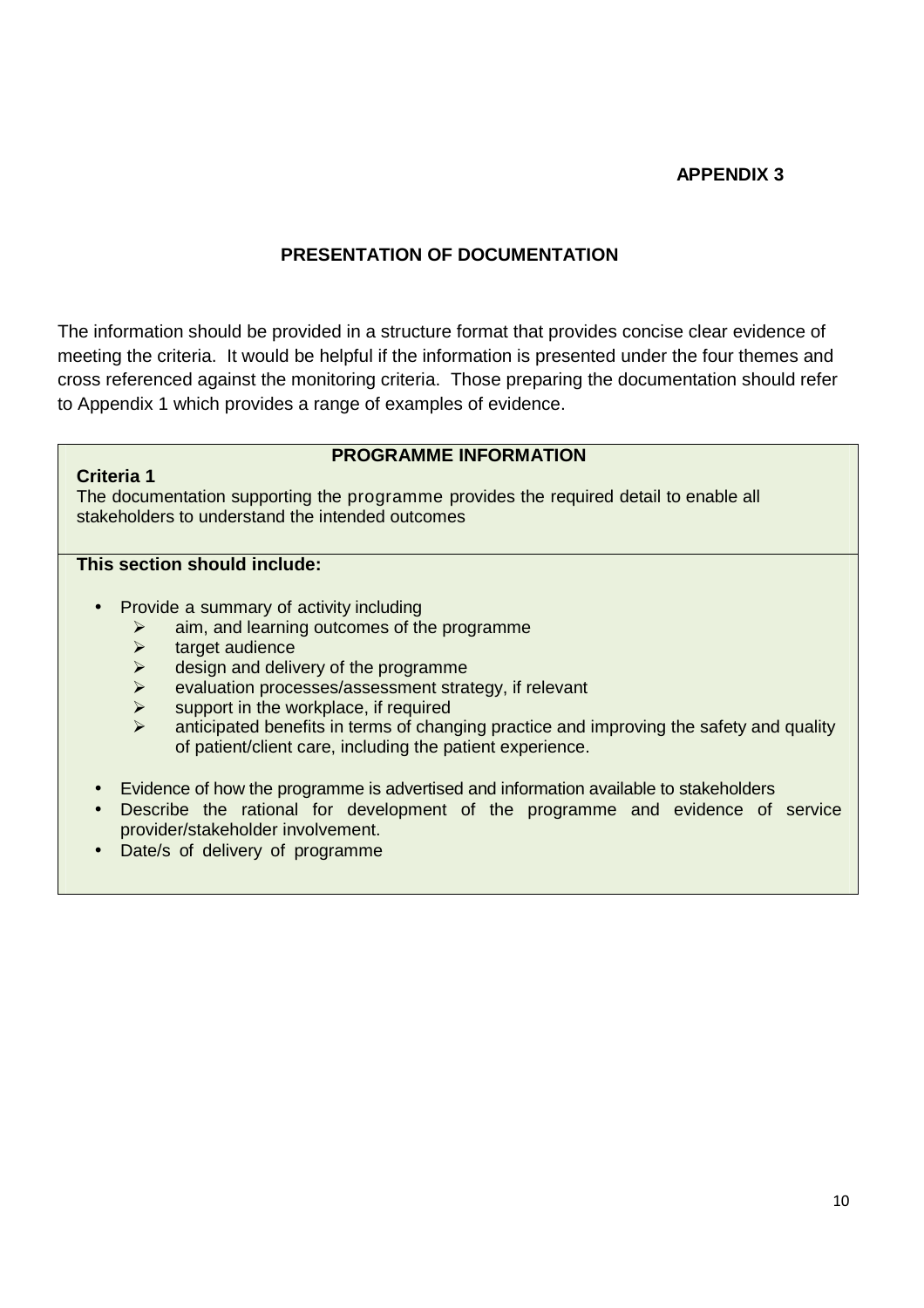**APPENDIX 3**

## PRESENTATION OF DOCUMENTATION

The information should be provided in a structure format that provides concise clear evidence of meeting the criteria. It would be helpful if the information is presented under the four themes and cross referenced against the monitoring criteria. Those preparing the documentation should refer to Appendix 1 which provides a range of examples of evidence.

| PROGRAMME INFORMATION |
|---|
| **Criteria 1**<br>The documentation supporting the programme provides the required detail to enable all stakeholders to understand the intended outcomes |
| **This section should include:**<br><br>• Provide a summary of activity including<br>&nbsp;&nbsp;&nbsp;&nbsp;➢ aim, and learning outcomes of the programme<br>&nbsp;&nbsp;&nbsp;&nbsp;➢ target audience<br>&nbsp;&nbsp;&nbsp;&nbsp;➢ design and delivery of the programme<br>&nbsp;&nbsp;&nbsp;&nbsp;➢ evaluation processes/assessment strategy, if relevant<br>&nbsp;&nbsp;&nbsp;&nbsp;➢ support in the workplace, if required<br>&nbsp;&nbsp;&nbsp;&nbsp;➢ anticipated benefits in terms of changing practice and improving the safety and quality of patient/client care, including the patient experience.<br><br>• Evidence of how the programme is advertised and information available to stakeholders<br>• Describe the rational for development of the programme and evidence of service provider/stakeholder involvement.<br>• Date/s of delivery of programme |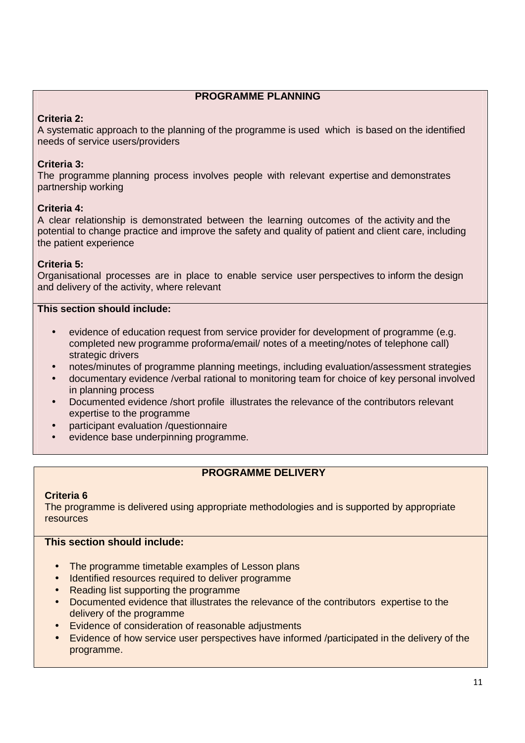## PROGRAMME PLANNING

**Criteria 2:**
A systematic approach to the planning of the programme is used which is based on the identified needs of service users/providers

**Criteria 3:**
The programme planning process involves people with relevant expertise and demonstrates partnership working

**Criteria 4:**
A clear relationship is demonstrated between the learning outcomes of the activity and the potential to change practice and improve the safety and quality of patient and client care, including the patient experience

**Criteria 5:**
Organisational processes are in place to enable service user perspectives to inform the design and delivery of the activity, where relevant

**This section should include:**

- evidence of education request from service provider for development of programme (e.g. completed new programme proforma/email/ notes of a meeting/notes of telephone call) strategic drivers
- notes/minutes of programme planning meetings, including evaluation/assessment strategies
- documentary evidence /verbal rational to monitoring team for choice of key personal involved in planning process
- Documented evidence /short profile illustrates the relevance of the contributors relevant expertise to the programme
- participant evaluation /questionnaire
- evidence base underpinning programme.

## PROGRAMME DELIVERY

**Criteria 6**
The programme is delivered using appropriate methodologies and is supported by appropriate resources

**This section should include:**

- The programme timetable examples of Lesson plans
- Identified resources required to deliver programme
- Reading list supporting the programme
- Documented evidence that illustrates the relevance of the contributors expertise to the delivery of the programme
- Evidence of consideration of reasonable adjustments
- Evidence of how service user perspectives have informed /participated in the delivery of the programme.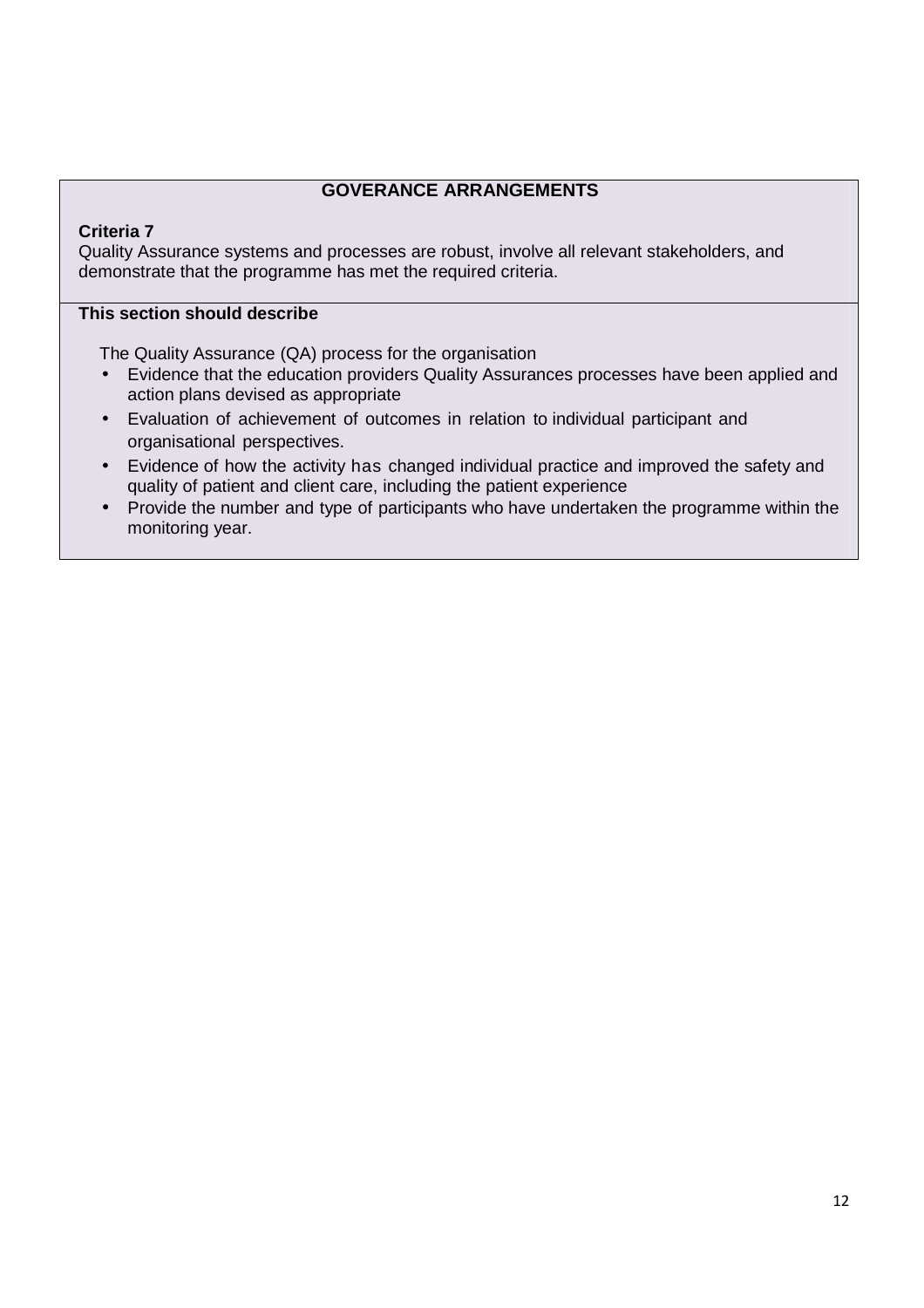## GOVERANCE ARRANGEMENTS

**Criteria 7**
Quality Assurance systems and processes are robust, involve all relevant stakeholders, and demonstrate that the programme has met the required criteria.

**This section should describe**

The Quality Assurance (QA) process for the organisation

- Evidence that the education providers Quality Assurances processes have been applied and action plans devised as appropriate
- Evaluation of achievement of outcomes in relation to individual participant and organisational perspectives.
- Evidence of how the activity has changed individual practice and improved the safety and quality of patient and client care, including the patient experience
- Provide the number and type of participants who have undertaken the programme within the monitoring year.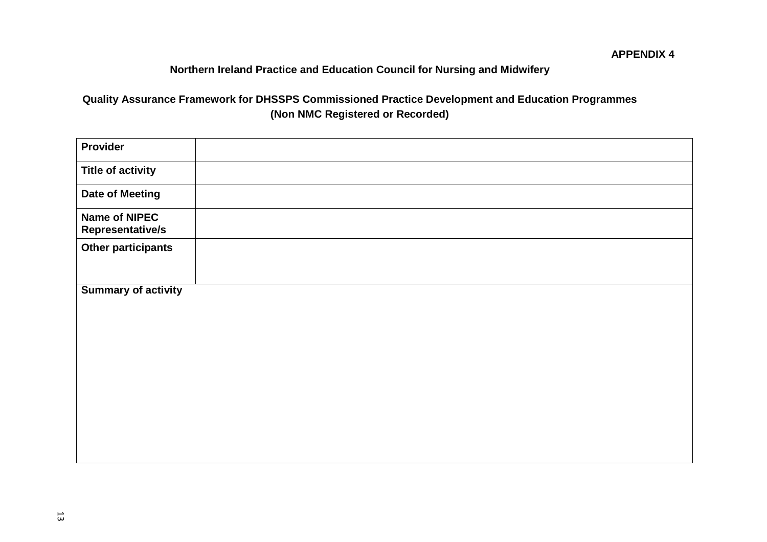**APPENDIX 4**

**Northern Ireland Practice and Education Council for Nursing and Midwifery**

**Quality Assurance Framework for DHSSPS Commissioned Practice Development and Education Programmes (Non NMC Registered or Recorded)**

| **Provider** | |
|---|---|
| **Title of activity** | |
| **Date of Meeting** | |
| **Name of NIPEC Representative/s** | |
| **Other participants** | |
| **Summary of activity** | |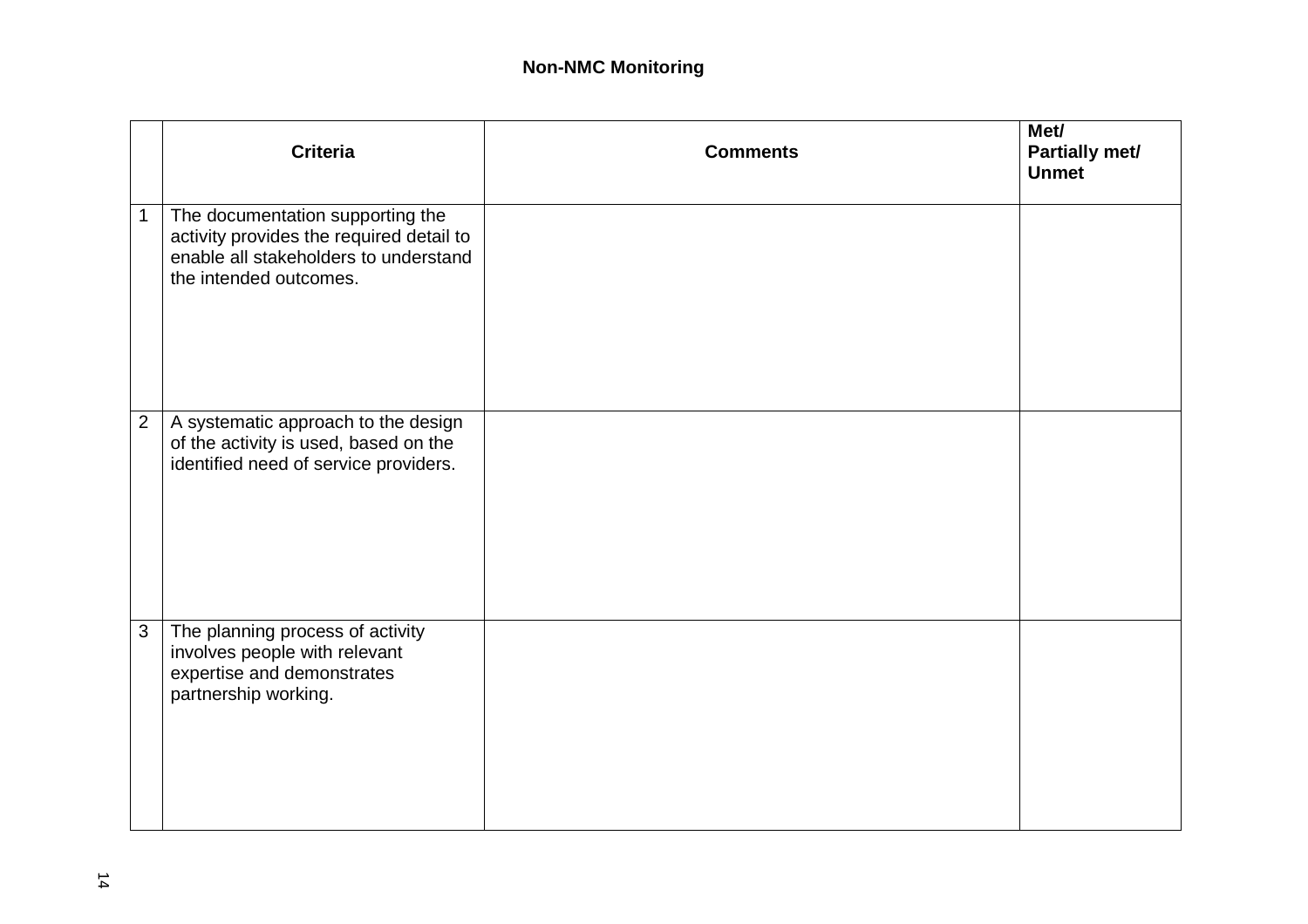## Non-NMC Monitoring

| | Criteria | Comments | Met/ Partially met/ Unmet |
|---|---|---|---|
| 1 | The documentation supporting the activity provides the required detail to enable all stakeholders to understand the intended outcomes. | | |
| 2 | A systematic approach to the design of the activity is used, based on the identified need of service providers. | | |
| 3 | The planning process of activity involves people with relevant expertise and demonstrates partnership working. | | |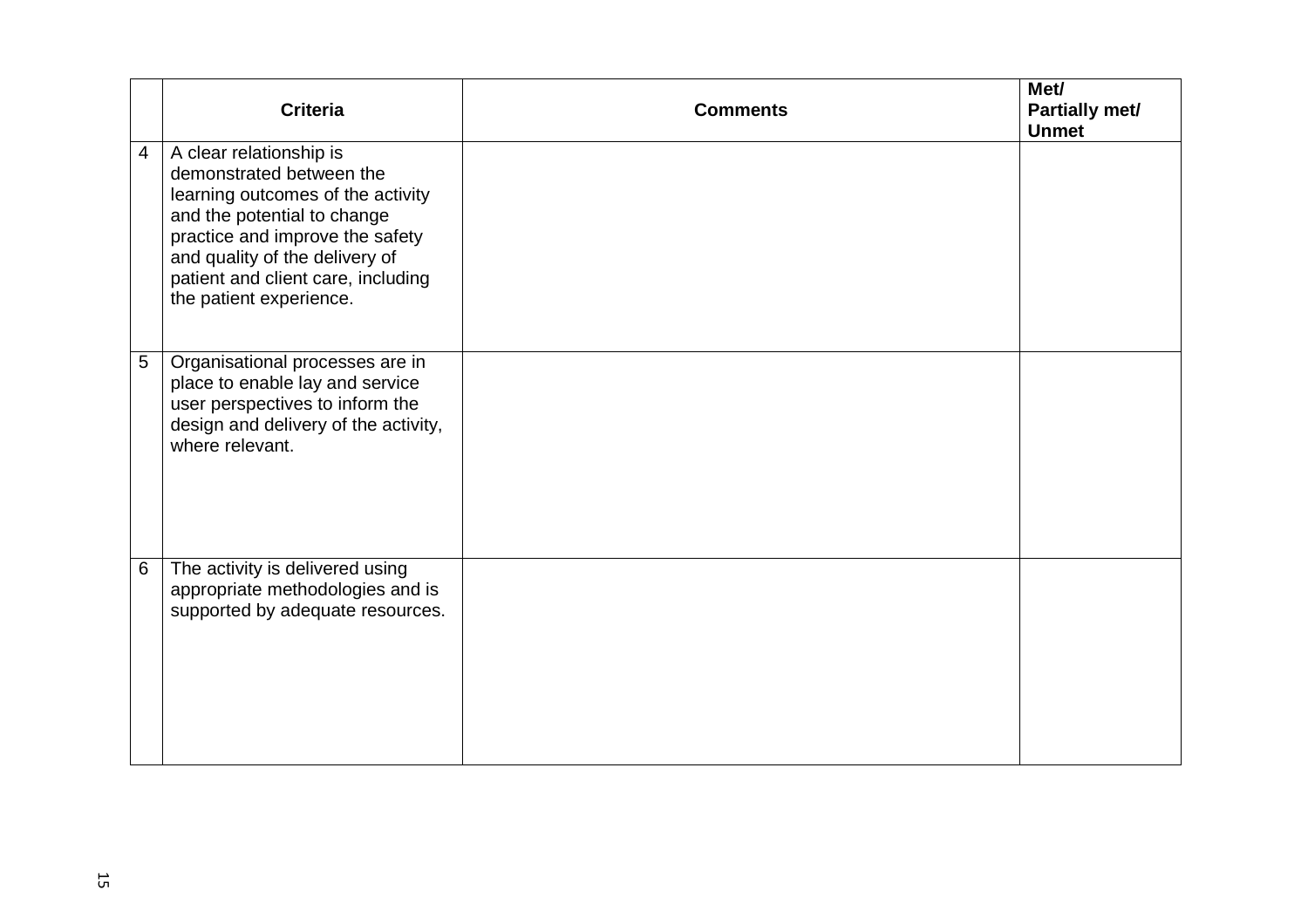| | Criteria | Comments | Met/ Partially met/ Unmet |
|---|---|---|---|
| 4 | A clear relationship is demonstrated between the learning outcomes of the activity and the potential to change practice and improve the safety and quality of the delivery of patient and client care, including the patient experience. | | |
| 5 | Organisational processes are in place to enable lay and service user perspectives to inform the design and delivery of the activity, where relevant. | | |
| 6 | The activity is delivered using appropriate methodologies and is supported by adequate resources. | | |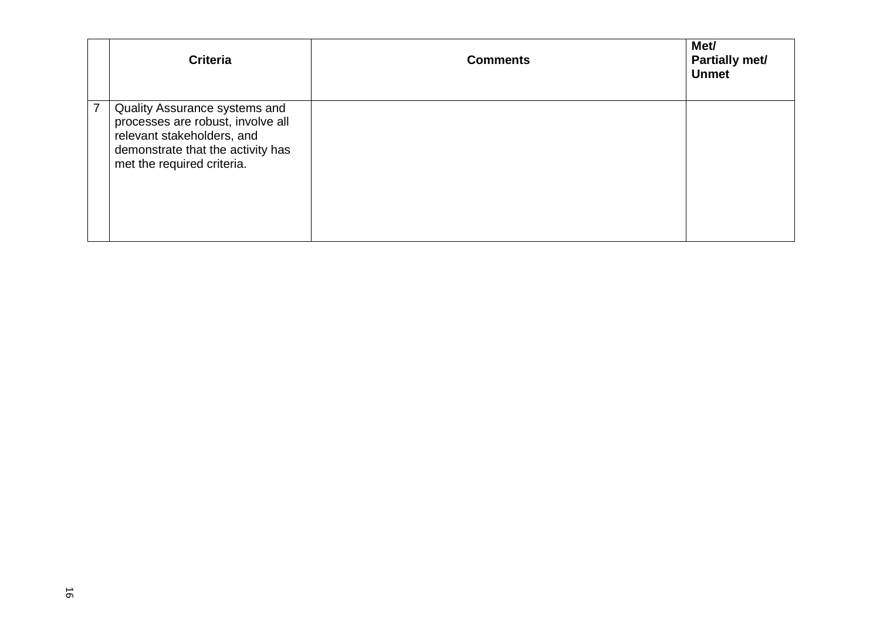| | Criteria | Comments | Met/ Partially met/ Unmet |
|---|---|---|---|
| 7 | Quality Assurance systems and processes are robust, involve all relevant stakeholders, and demonstrate that the activity has met the required criteria. | | |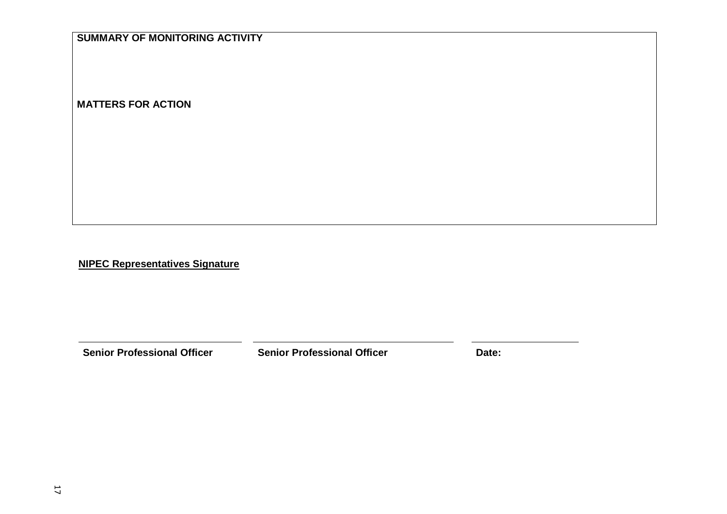**SUMMARY OF MONITORING ACTIVITY**

**MATTERS FOR ACTION**

**NIPEC Representatives Signature**

| | | |
|---|---|---|
| **Senior Professional Officer** | **Senior Professional Officer** | **Date:** |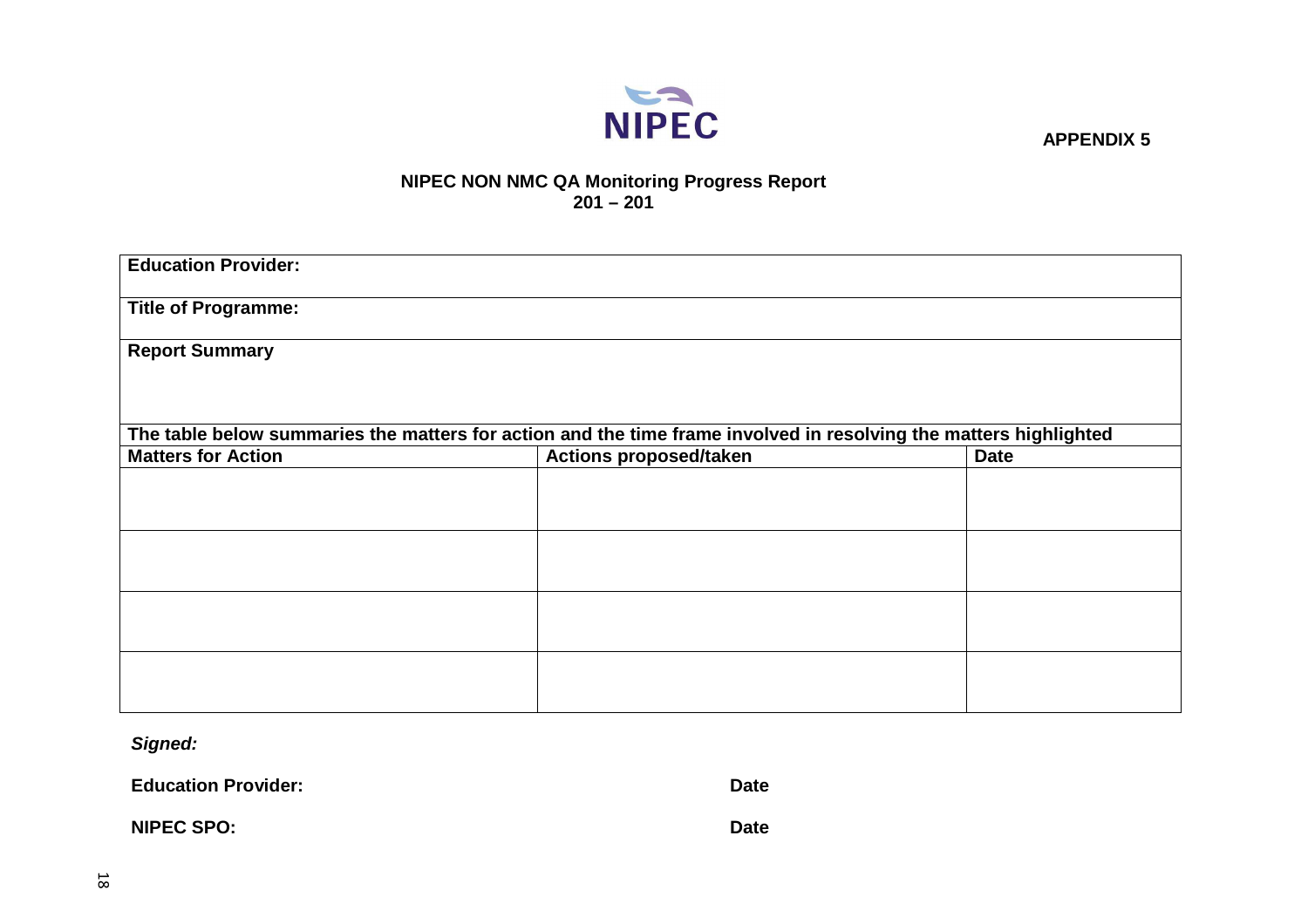NIPEC

**APPENDIX 5**

**NIPEC NON NMC QA Monitoring Progress Report**
**201 – 201**

| **Education Provider:** | | |
|---|---|---|
| **Title of Programme:** | | |
| **Report Summary** | | |
| **The table below summaries the matters for action and the time frame involved in resolving the matters highlighted** | | |
| **Matters for Action** | **Actions proposed/taken** | **Date** |
| | | |
| | | |
| | | |
| | | |

***Signed:***

**Education Provider:** **Date**

**NIPEC SPO:** **Date**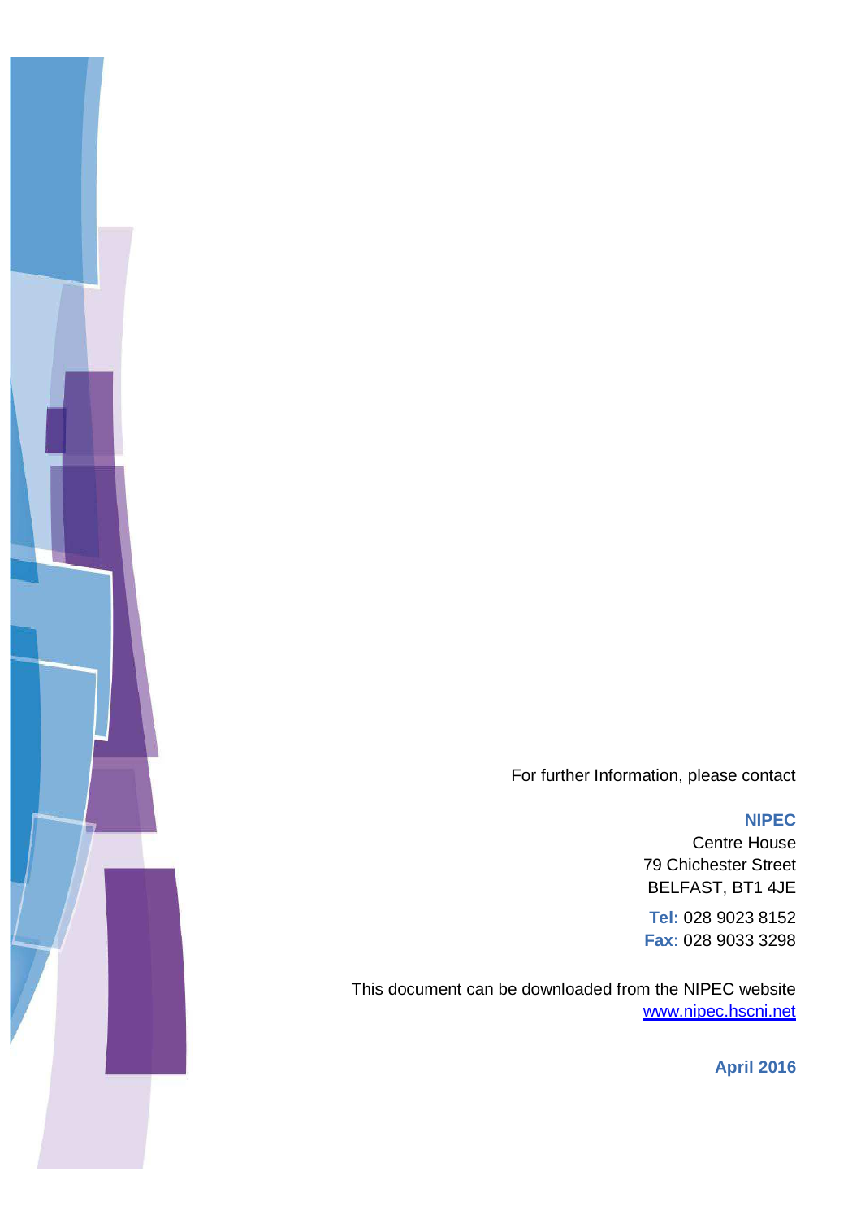For further Information, please contact

**NIPEC**
Centre House
79 Chichester Street
BELFAST, BT1 4JE

**Tel:** 028 9023 8152
**Fax:** 028 9033 3298

This document can be downloaded from the NIPEC website
www.nipec.hscni.net

**April 2016**